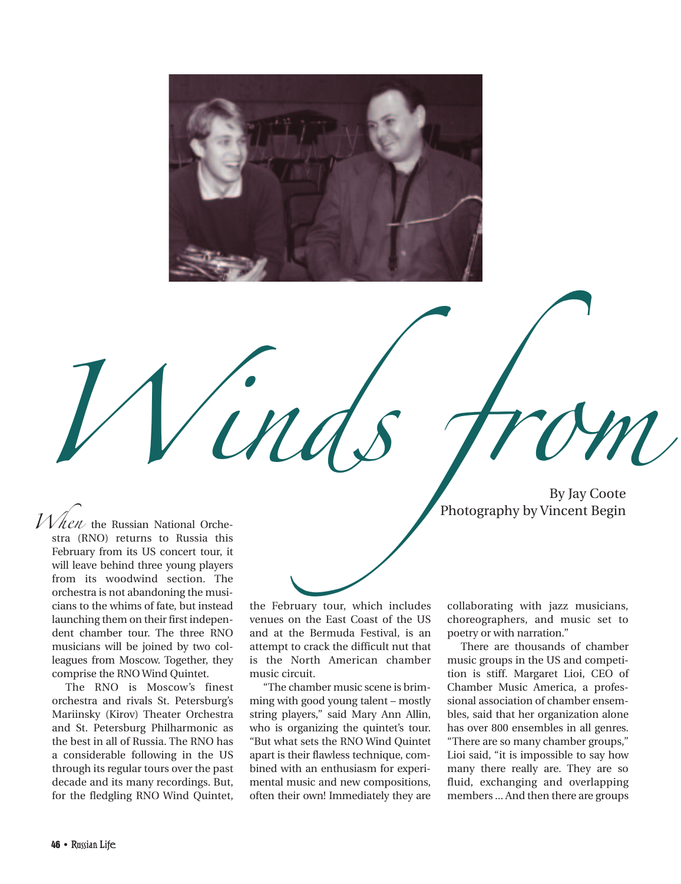# Winds from

By Jay Coote
Photography by Vincent Begin

When the Russian National Orchestra (RNO) returns to Russia this February from its US concert tour, it will leave behind three young players from its woodwind section. The orchestra is not abandoning the musicians to the whims of fate, but instead launching them on their first independent chamber tour. The three RNO musicians will be joined by two colleagues from Moscow. Together, they comprise the RNO Wind Quintet.

The RNO is Moscow's finest orchestra and rivals St. Petersburg's Mariinsky (Kirov) Theater Orchestra and St. Petersburg Philharmonic as the best in all of Russia. The RNO has a considerable following in the US through its regular tours over the past decade and its many recordings. But, for the fledgling RNO Wind Quintet, the February tour, which includes venues on the East Coast of the US and at the Bermuda Festival, is an attempt to crack the difficult nut that is the North American chamber music circuit.

"The chamber music scene is brimming with good young talent – mostly string players," said Mary Ann Allin, who is organizing the quintet's tour. "But what sets the RNO Wind Quintet apart is their flawless technique, combined with an enthusiasm for experimental music and new compositions, often their own! Immediately they are collaborating with jazz musicians, choreographers, and music set to poetry or with narration."

There are thousands of chamber music groups in the US and competition is stiff. Margaret Lioi, CEO of Chamber Music America, a professional association of chamber ensembles, said that her organization alone has over 800 ensembles in all genres. "There are so many chamber groups," Lioi said, "it is impossible to say how many there really are. They are so fluid, exchanging and overlapping members ... And then there are groups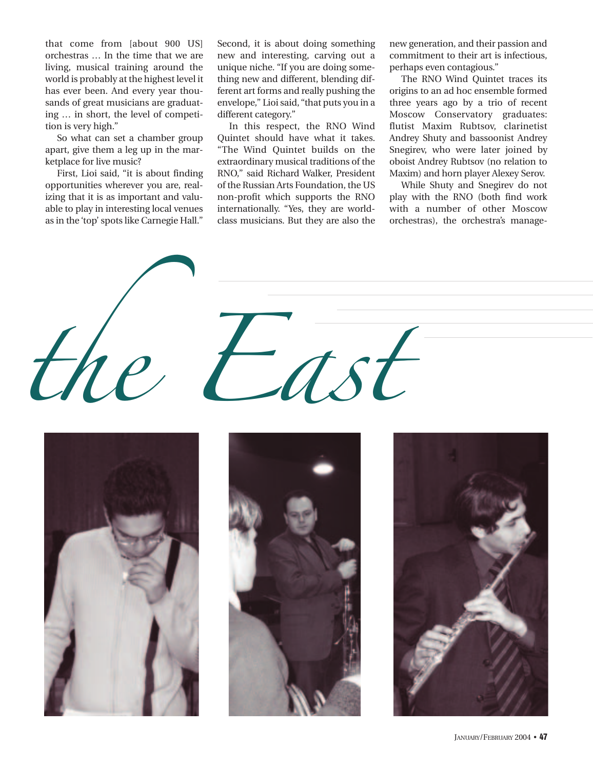that come from [about 900 US] orchestras … In the time that we are living, musical training around the world is probably at the highest level it has ever been. And every year thousands of great musicians are graduating … in short, the level of competition is very high."

So what can set a chamber group apart, give them a leg up in the marketplace for live music?

First, Lioi said, "it is about finding opportunities wherever you are, realizing that it is as important and valuable to play in interesting local venues as in the 'top' spots like Carnegie Hall." Second, it is about doing something new and interesting, carving out a unique niche. "If you are doing something new and different, blending different art forms and really pushing the envelope," Lioi said, "that puts you in a different category."

In this respect, the RNO Wind Quintet should have what it takes. "The Wind Quintet builds on the extraordinary musical traditions of the RNO," said Richard Walker, President of the Russian Arts Foundation, the US non-profit which supports the RNO internationally. "Yes, they are world-class musicians. But they are also the new generation, and their passion and commitment to their art is infectious, perhaps even contagious."

The RNO Wind Quintet traces its origins to an ad hoc ensemble formed three years ago by a trio of recent Moscow Conservatory graduates: flutist Maxim Rubtsov, clarinetist Andrey Shuty and bassoonist Andrey Snegirev, who were later joined by oboist Andrey Rubtsov (no relation to Maxim) and horn player Alexey Serov.

While Shuty and Snegirev do not play with the RNO (both find work with a number of other Moscow orchestras), the orchestra's manage-

*the East*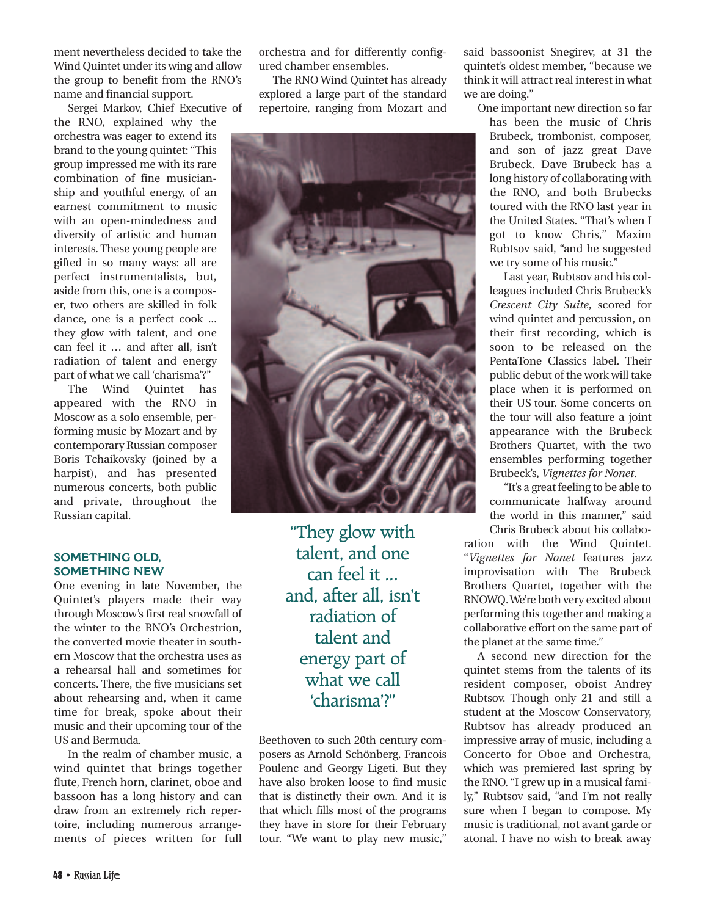ment nevertheless decided to take the Wind Quintet under its wing and allow the group to benefit from the RNO's name and financial support.

Sergei Markov, Chief Executive of the RNO, explained why the orchestra was eager to extend its brand to the young quintet: "This group impressed me with its rare combination of fine musicianship and youthful energy, of an earnest commitment to music with an open-mindedness and diversity of artistic and human interests. These young people are gifted in so many ways: all are perfect instrumentalists, but, aside from this, one is a composer, two others are skilled in folk dance, one is a perfect cook ... they glow with talent, and one can feel it … and after all, isn't radiation of talent and energy part of what we call 'charisma'?"

The Wind Quintet has appeared with the RNO in Moscow as a solo ensemble, performing music by Mozart and by contemporary Russian composer Boris Tchaikovsky (joined by a harpist), and has presented numerous concerts, both public and private, throughout the Russian capital.

### SOMETHING OLD, SOMETHING NEW

One evening in late November, the Quintet's players made their way through Moscow's first real snowfall of the winter to the RNO's Orchestrion, the converted movie theater in southern Moscow that the orchestra uses as a rehearsal hall and sometimes for concerts. There, the five musicians set about rehearsing and, when it came time for break, spoke about their music and their upcoming tour of the US and Bermuda.

In the realm of chamber music, a wind quintet that brings together flute, French horn, clarinet, oboe and bassoon has a long history and can draw from an extremely rich repertoire, including numerous arrangements of pieces written for full orchestra and for differently configured chamber ensembles.

The RNO Wind Quintet has already explored a large part of the standard repertoire, ranging from Mozart and Beethoven to such 20th century composers as Arnold Schönberg, Francois Poulenc and Georgy Ligeti. But they have also broken loose to find music that is distinctly their own. And it is that which fills most of the programs they have in store for their February tour. "We want to play new music," said bassoonist Snegirev, at 31 the quintet's oldest member, "because we think it will attract real interest in what we are doing."

> "They glow with talent, and one can feel it ... and, after all, isn't radiation of talent and energy part of what we call 'charisma'?"

One important new direction so far has been the music of Chris Brubeck, trombonist, composer, and son of jazz great Dave Brubeck. Dave Brubeck has a long history of collaborating with the RNO, and both Brubecks toured with the RNO last year in the United States. "That's when I got to know Chris," Maxim Rubtsov said, "and he suggested we try some of his music."

Last year, Rubtsov and his colleagues included Chris Brubeck's *Crescent City Suite*, scored for wind quintet and percussion, on their first recording, which is soon to be released on the PentaTone Classics label. Their public debut of the work will take place when it is performed on their US tour. Some concerts on the tour will also feature a joint appearance with the Brubeck Brothers Quartet, with the two ensembles performing together Brubeck's, *Vignettes for Nonet*.

"It's a great feeling to be able to communicate halfway around the world in this manner," said Chris Brubeck about his collaboration with the Wind Quintet. "*Vignettes for Nonet* features jazz improvisation with The Brubeck Brothers Quartet, together with the RNOWQ. We're both very excited about performing this together and making a collaborative effort on the same part of the planet at the same time."

A second new direction for the quintet stems from the talents of its resident composer, oboist Andrey Rubtsov. Though only 21 and still a student at the Moscow Conservatory, Rubtsov has already produced an impressive array of music, including a Concerto for Oboe and Orchestra, which was premiered last spring by the RNO. "I grew up in a musical family," Rubtsov said, "and I'm not really sure when I began to compose. My music is traditional, not avant garde or atonal. I have no wish to break away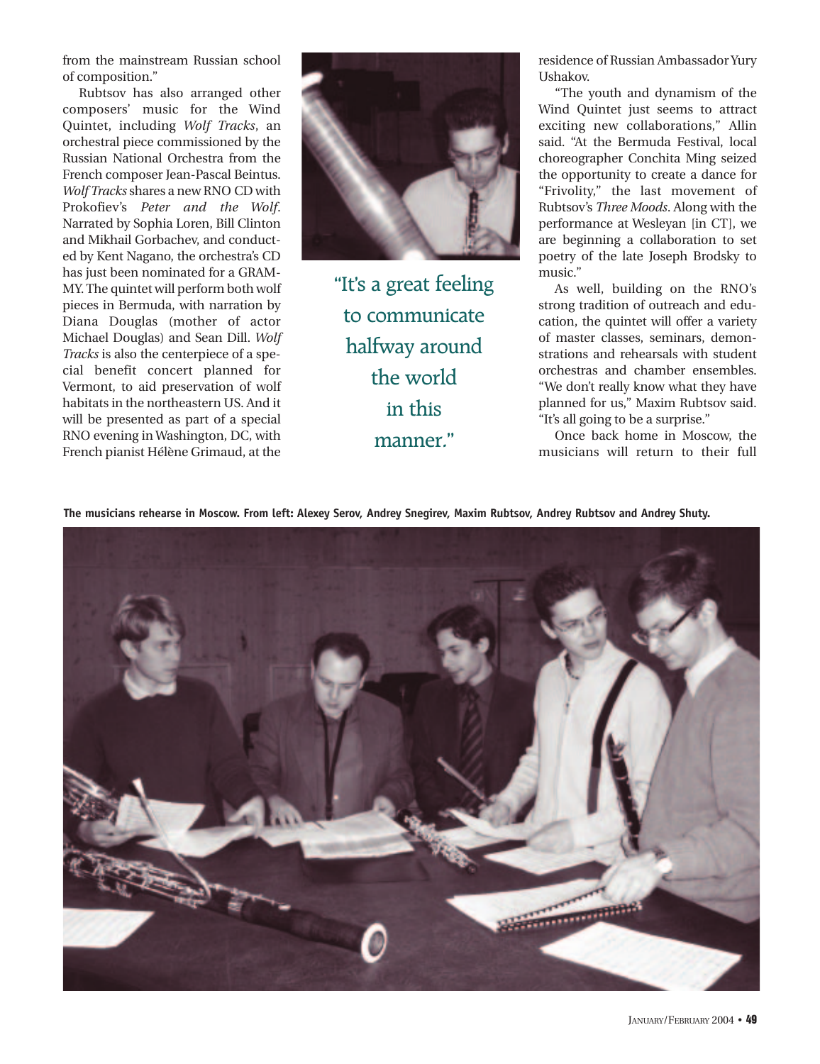from the mainstream Russian school of composition."

Rubtsov has also arranged other composers' music for the Wind Quintet, including *Wolf Tracks*, an orchestral piece commissioned by the Russian National Orchestra from the French composer Jean-Pascal Beintus. *Wolf Tracks* shares a new RNO CD with Prokofiev's *Peter and the Wolf*. Narrated by Sophia Loren, Bill Clinton and Mikhail Gorbachev, and conducted by Kent Nagano, the orchestra's CD has just been nominated for a GRAMMY. The quintet will perform both wolf pieces in Bermuda, with narration by Diana Douglas (mother of actor Michael Douglas) and Sean Dill. *Wolf Tracks* is also the centerpiece of a special benefit concert planned for Vermont, to aid preservation of wolf habitats in the northeastern US. And it will be presented as part of a special RNO evening in Washington, DC, with French pianist Hélène Grimaud, at the residence of Russian Ambassador Yury Ushakov.

"It's a great feeling to communicate halfway around the world in this manner."

"The youth and dynamism of the Wind Quintet just seems to attract exciting new collaborations," Allin said. "At the Bermuda Festival, local choreographer Conchita Ming seized the opportunity to create a dance for "Frivolity," the last movement of Rubtsov's *Three Moods*. Along with the performance at Wesleyan [in CT], we are beginning a collaboration to set poetry of the late Joseph Brodsky to music."

As well, building on the RNO's strong tradition of outreach and education, the quintet will offer a variety of master classes, seminars, demonstrations and rehearsals with student orchestras and chamber ensembles. "We don't really know what they have planned for us," Maxim Rubtsov said. "It's all going to be a surprise."

Once back home in Moscow, the musicians will return to their full

**The musicians rehearse in Moscow. From left: Alexey Serov, Andrey Snegirev, Maxim Rubtsov, Andrey Rubtsov and Andrey Shuty.**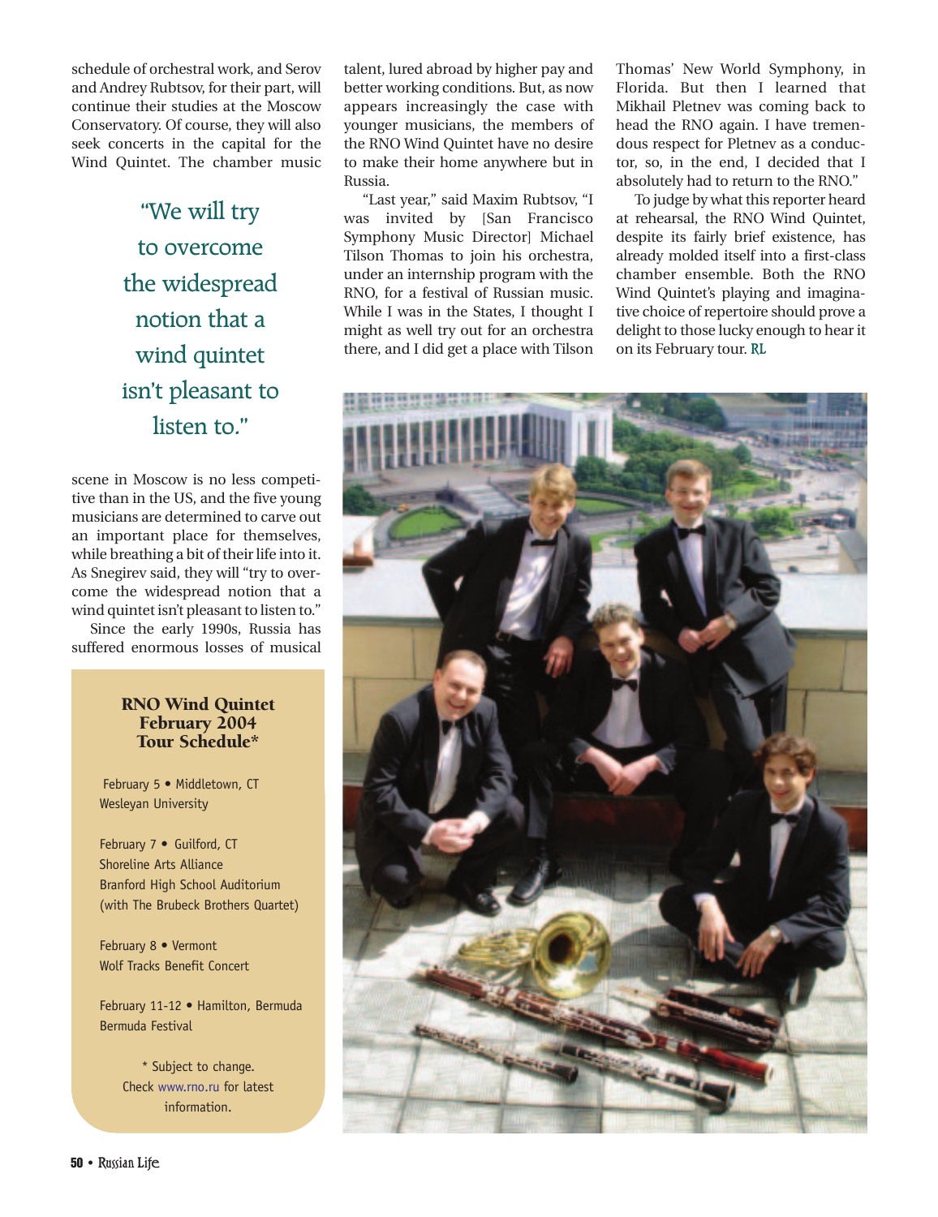schedule of orchestral work, and Serov and Andrey Rubtsov, for their part, will continue their studies at the Moscow Conservatory. Of course, they will also seek concerts in the capital for the Wind Quintet. The chamber music scene in Moscow is no less competitive than in the US, and the five young musicians are determined to carve out an important place for themselves, while breathing a bit of their life into it. As Snegirev said, they will "try to overcome the widespread notion that a wind quintet isn't pleasant to listen to."

> "We will try to overcome the widespread notion that a wind quintet isn't pleasant to listen to."

Since the early 1990s, Russia has suffered enormous losses of musical talent, lured abroad by higher pay and better working conditions. But, as now appears increasingly the case with younger musicians, the members of the RNO Wind Quintet have no desire to make their home anywhere but in Russia.

"Last year," said Maxim Rubtsov, "I was invited by [San Francisco Symphony Music Director] Michael Tilson Thomas to join his orchestra, under an internship program with the RNO, for a festival of Russian music. While I was in the States, I thought I might as well try out for an orchestra there, and I did get a place with Tilson Thomas' New World Symphony, in Florida. But then I learned that Mikhail Pletnev was coming back to head the RNO again. I have tremendous respect for Pletnev as a conductor, so, in the end, I decided that I absolutely had to return to the RNO."

To judge by what this reporter heard at rehearsal, the RNO Wind Quintet, despite its fairly brief existence, has already molded itself into a first-class chamber ensemble. Both the RNO Wind Quintet's playing and imaginative choice of repertoire should prove a delight to those lucky enough to hear it on its February tour. RL

### RNO Wind Quintet February 2004 Tour Schedule*

February 5 • Middletown, CT
Wesleyan University

February 7 • Guilford, CT
Shoreline Arts Alliance
Branford High School Auditorium
(with The Brubeck Brothers Quartet)

February 8 • Vermont
Wolf Tracks Benefit Concert

February 11-12 • Hamilton, Bermuda
Bermuda Festival

\* Subject to change.
Check www.rno.ru for latest information.